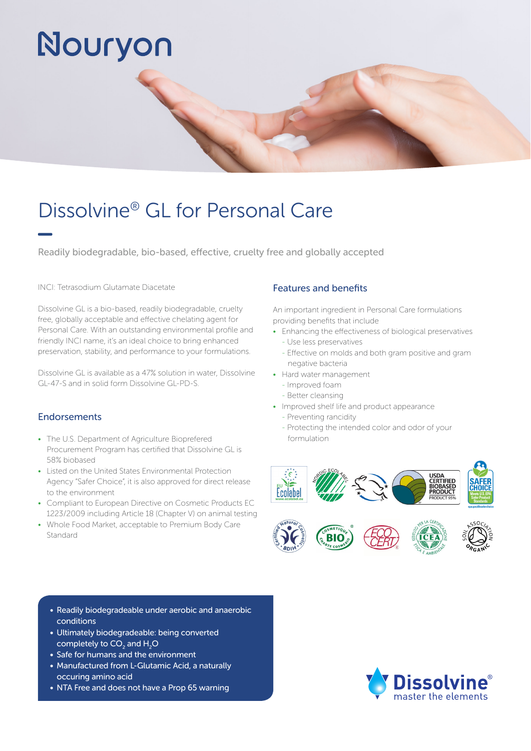Nouryon

# Dissolvine® GL for Personal Care

Readily biodegradable, bio-based, effective, cruelty free and globally accepted

INCI: Tetrasodium Glutamate Diacetate

Dissolvine GL is a bio-based, readily biodegradable, cruelty free, globally acceptable and effective chelating agent for Personal Care. With an outstanding environmental profile and friendly INCI name, it's an ideal choice to bring enhanced preservation, stability, and performance to your formulations.

Dissolvine GL is available as a 47% solution in water, Dissolvine GL-47-S and in solid form Dissolvine GL-PD-S.

## Endorsements

- The U.S. Department of Agriculture Bioprefered Procurement Program has certified that Dissolvine GL is 58% biobased
- Listed on the United States Environmental Protection Agency "Safer Choice", it is also approved for direct release to the environment
- Compliant to European Directive on Cosmetic Products EC 1223/2009 including Article 18 (Chapter V) on animal testing
- Whole Food Market, acceptable to Premium Body Care Standard

## Features and benefits

An important ingredient in Personal Care formulations providing benefits that include

- Enhancing the effectiveness of biological preservatives
  - Use less preservatives
  - Effective on molds and both gram positive and gram negative bacteria
- Hard water management
  - Improved foam
  - Better cleansing
- Improved shelf life and product appearance
  - Preventing rancidity
  - Protecting the intended color and odor of your formulation

- Readily biodegradeable under aerobic and anaerobic conditions
- Ultimately biodegradeable: being converted completely to $CO_2$ and $H_2O$
- Safe for humans and the environment
- Manufactured from L-Glutamic Acid, a naturally occuring amino acid
- NTA Free and does not have a Prop 65 warning

Dissolvine® master the elements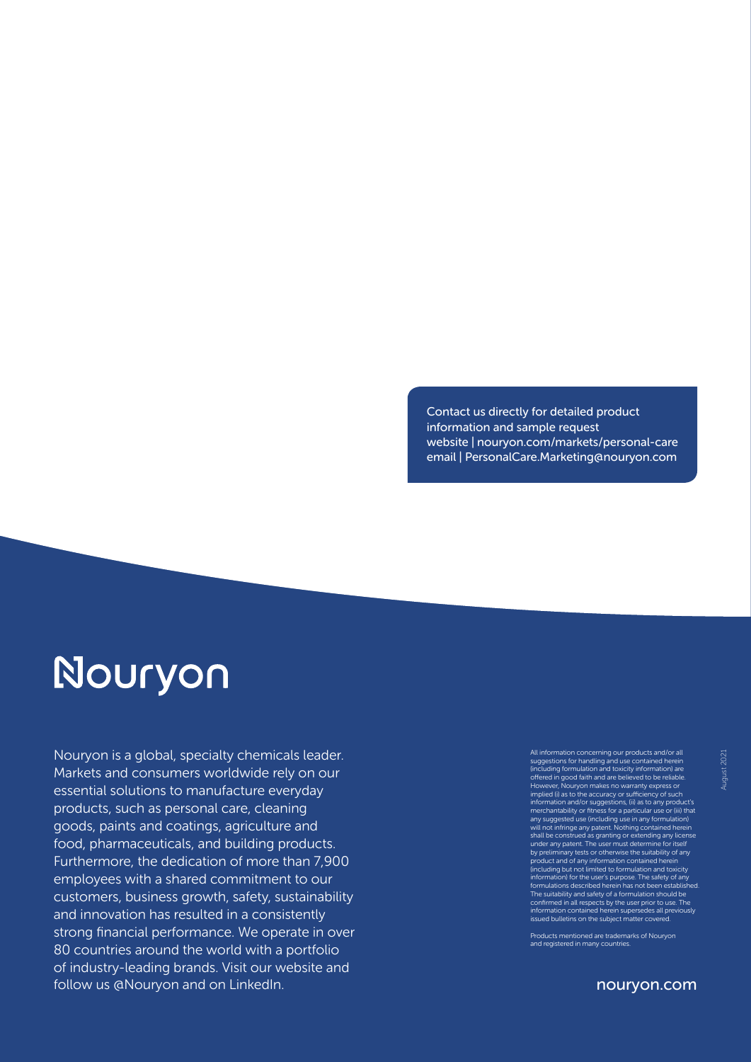Contact us directly for detailed product information and sample request
website | nouryon.com/markets/personal-care
email | PersonalCare.Marketing@nouryon.com

# Nouryon

Nouryon is a global, specialty chemicals leader. Markets and consumers worldwide rely on our essential solutions to manufacture everyday products, such as personal care, cleaning goods, paints and coatings, agriculture and food, pharmaceuticals, and building products. Furthermore, the dedication of more than 7,900 employees with a shared commitment to our customers, business growth, safety, sustainability and innovation has resulted in a consistently strong financial performance. We operate in over 80 countries around the world with a portfolio of industry-leading brands. Visit our website and follow us @Nouryon and on LinkedIn.

All information concerning our products and/or all suggestions for handling and use contained herein (including formulation and toxicity information) are offered in good faith and are believed to be reliable. However, Nouryon makes no warranty express or implied (i) as to the accuracy or sufficiency of such information and/or suggestions, (ii) as to any product's merchantability or fitness for a particular use or (iii) that any suggested use (including use in any formulation) will not infringe any patent. Nothing contained herein shall be construed as granting or extending any license under any patent. The user must determine for itself by preliminary tests or otherwise the suitability of any product and of any information contained herein (including but not limited to formulation and toxicity information) for the user's purpose. The safety of any formulations described herein has not been established. The suitability and safety of a formulation should be confirmed in all respects by the user prior to use. The information contained herein supersedes all previously issued bulletins on the subject matter covered.

Products mentioned are trademarks of Nouryon and registered in many countries.

August 2021

nouryon.com